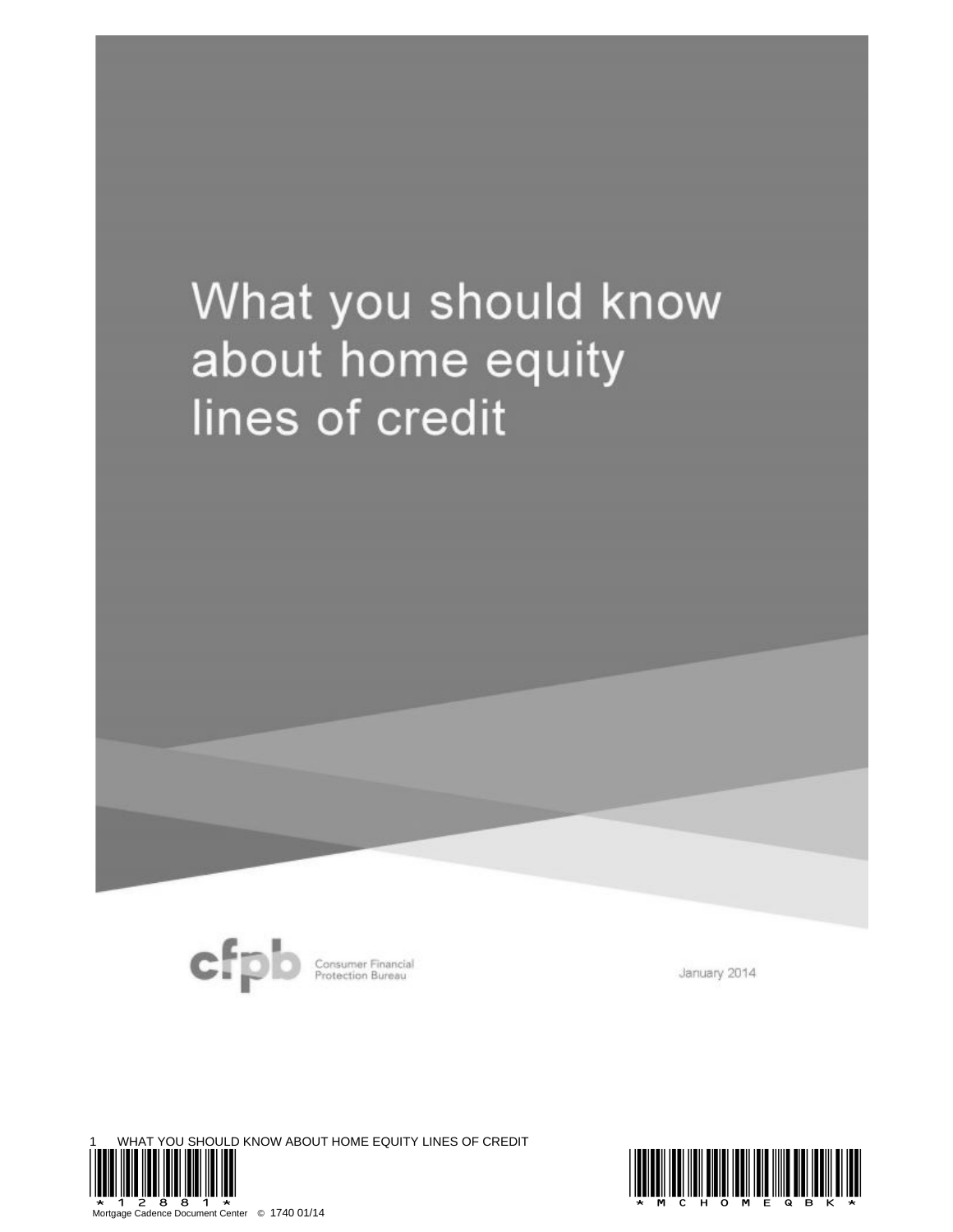# What you should know about home equity lines of credit

cfpb Consumer Financial Protection Bureau

January 2014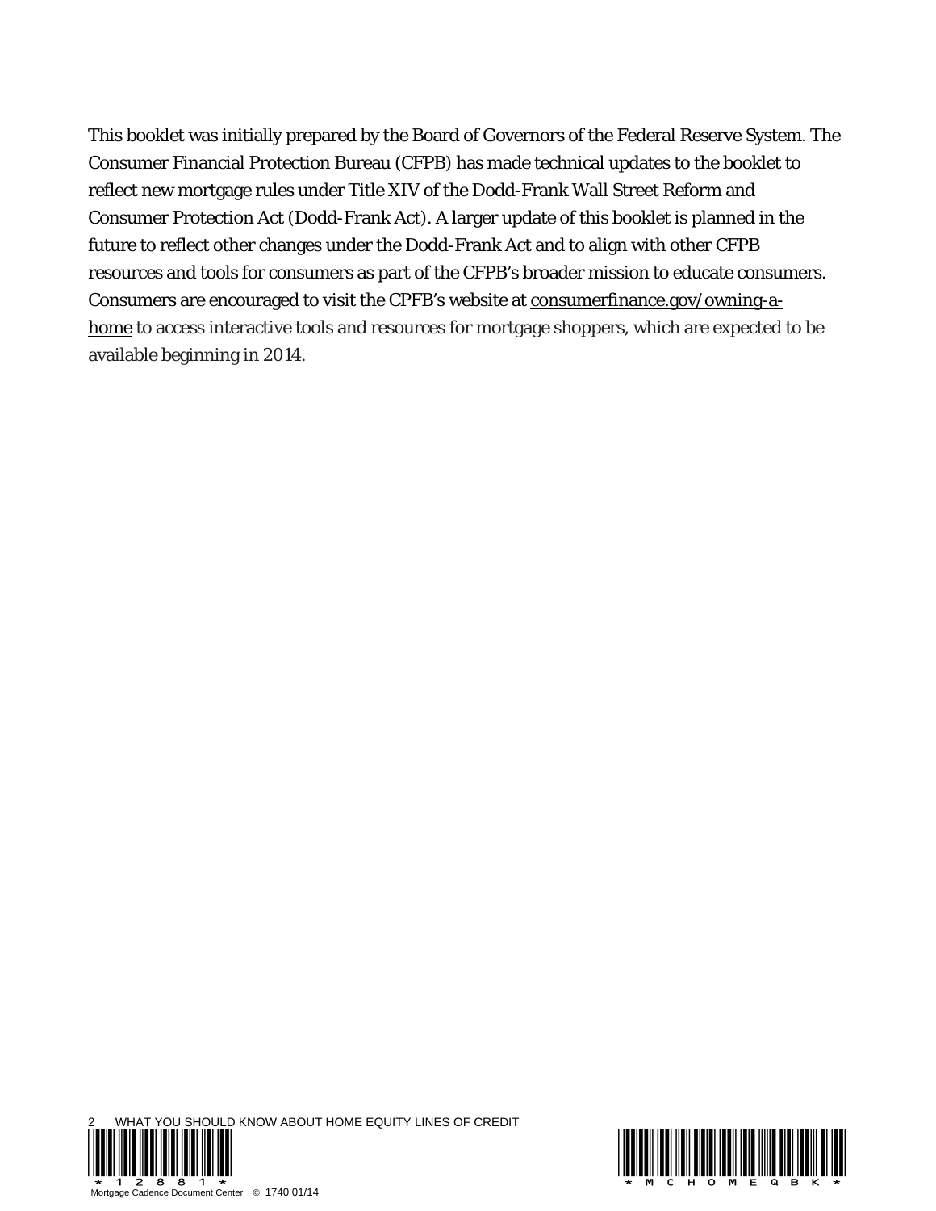This booklet was initially prepared by the Board of Governors of the Federal Reserve System. The Consumer Financial Protection Bureau (CFPB) has made technical updates to the booklet to reflect new mortgage rules under Title XIV of the Dodd-Frank Wall Street Reform and Consumer Protection Act (Dodd-Frank Act). A larger update of this booklet is planned in the future to reflect other changes under the Dodd-Frank Act and to align with other CFPB resources and tools for consumers as part of the CFPB's broader mission to educate consumers. Consumers are encouraged to visit the CPFB's website at consumerfinance.gov/owning-a-home to access interactive tools and resources for mortgage shoppers, which are expected to be available beginning in 2014.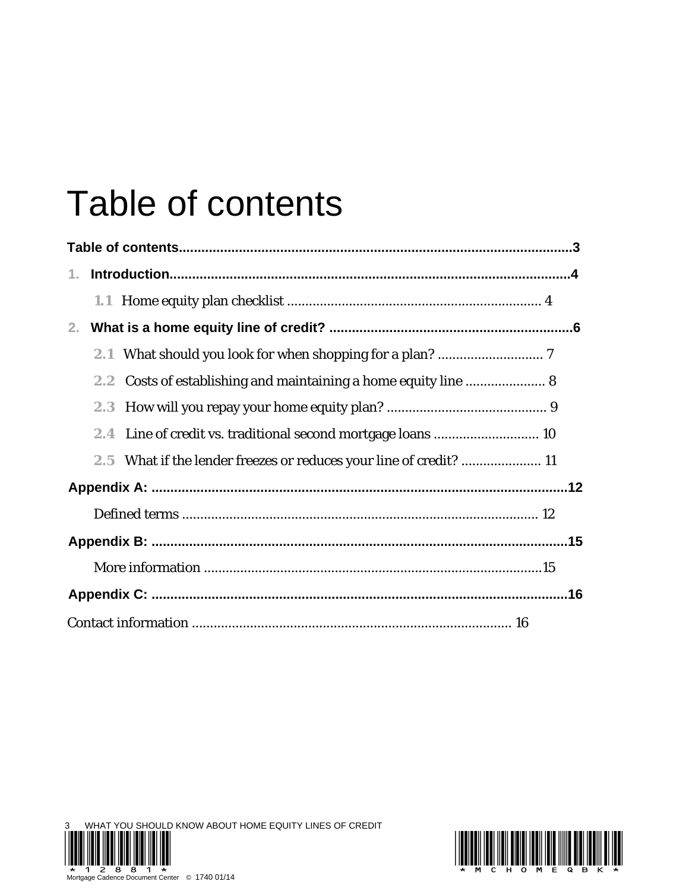# Table of contents

**Table of contents** .......................................................................................................**3**

**1. Introduction** .........................................................................................................**4**

- 1.1 Home equity plan checklist .................................................................... 4

**2. What is a home equity line of credit?** ...............................................................**6**

- 2.1 What should you look for when shopping for a plan? ............................ 7
- 2.2 Costs of establishing and maintaining a home equity line ..................... 8
- 2.3 How will you repay your home equity plan? ........................................... 9
- 2.4 Line of credit vs. traditional second mortgage loans ............................ 10
- 2.5 What if the lender freezes or reduces your line of credit? ..................... 11

**Appendix A:** ..............................................................................................................**12**

- Defined terms ............................................................................................... 12

**Appendix B:** ..............................................................................................................**15**

- More information ..........................................................................................15

**Appendix C:** ..............................................................................................................**16**

Contact information ..................................................................................... 16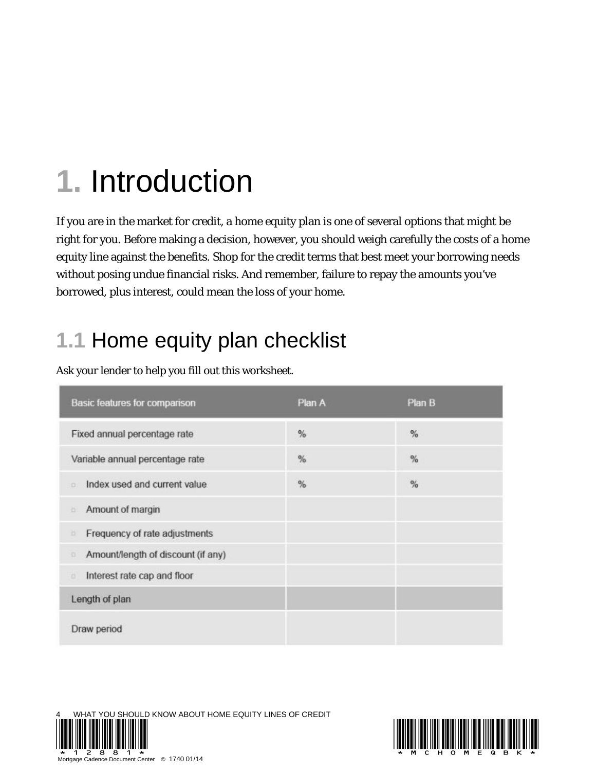# 1. Introduction

If you are in the market for credit, a home equity plan is one of several options that might be right for you. Before making a decision, however, you should weigh carefully the costs of a home equity line against the benefits. Shop for the credit terms that best meet your borrowing needs without posing undue financial risks. And remember, failure to repay the amounts you've borrowed, plus interest, could mean the loss of your home.

## 1.1 Home equity plan checklist

Ask your lender to help you fill out this worksheet.

| Basic features for comparison | Plan A | Plan B |
| --- | --- | --- |
| Fixed annual percentage rate | % | % |
| Variable annual percentage rate | % | % |
| ▫ Index used and current value | % | % |
| ▫ Amount of margin | | |
| ▫ Frequency of rate adjustments | | |
| ▫ Amount/length of discount (if any) | | |
| ▫ Interest rate cap and floor | | |
| Length of plan | | |
| Draw period | | |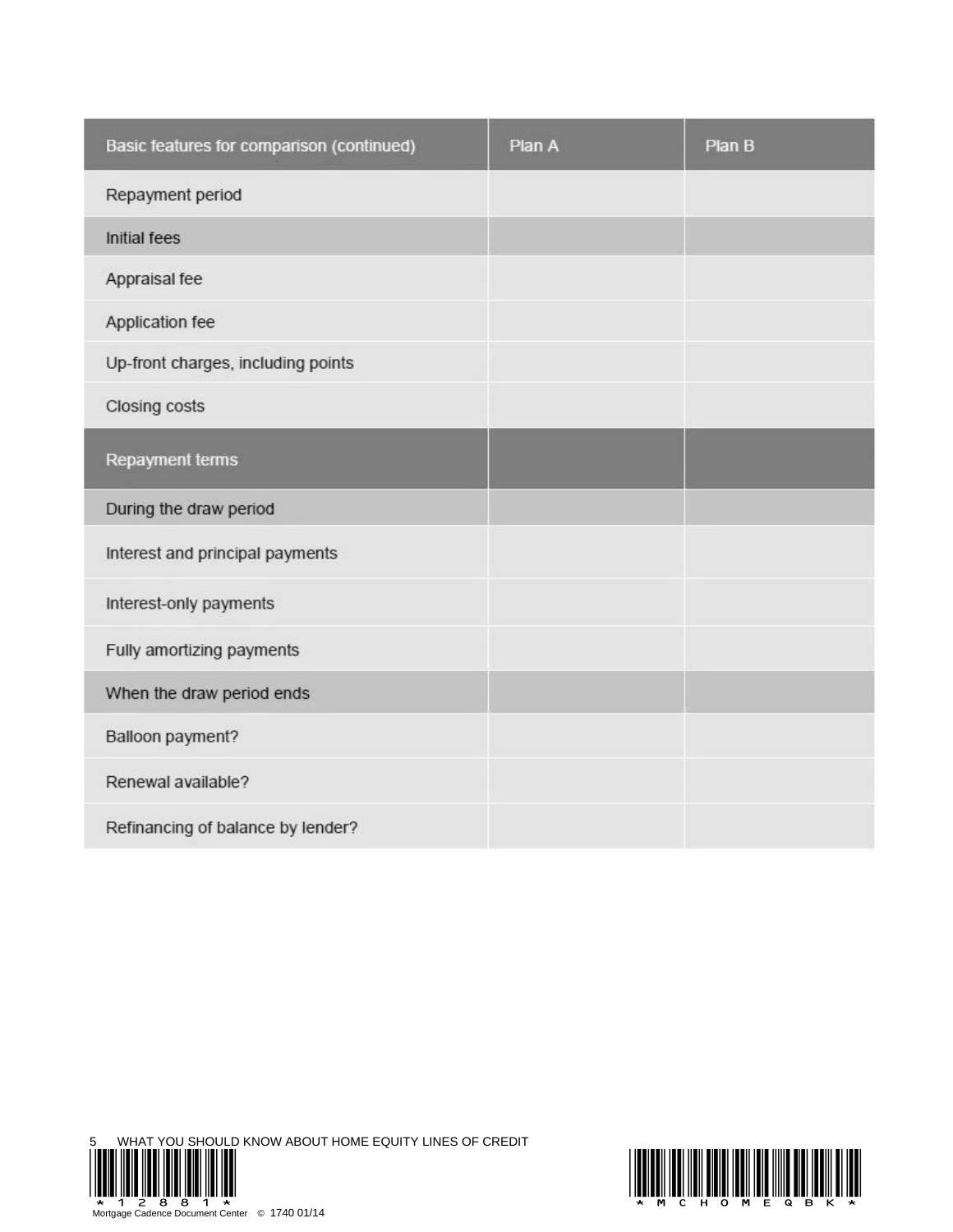| Basic features for comparison (continued) | Plan A | Plan B |
| --- | --- | --- |
| Repayment period | | |
| Initial fees | | |
| Appraisal fee | | |
| Application fee | | |
| Up-front charges, including points | | |
| Closing costs | | |
| Repayment terms | | |
| During the draw period | | |
| Interest and principal payments | | |
| Interest-only payments | | |
| Fully amortizing payments | | |
| When the draw period ends | | |
| Balloon payment? | | |
| Renewal available? | | |
| Refinancing of balance by lender? | | |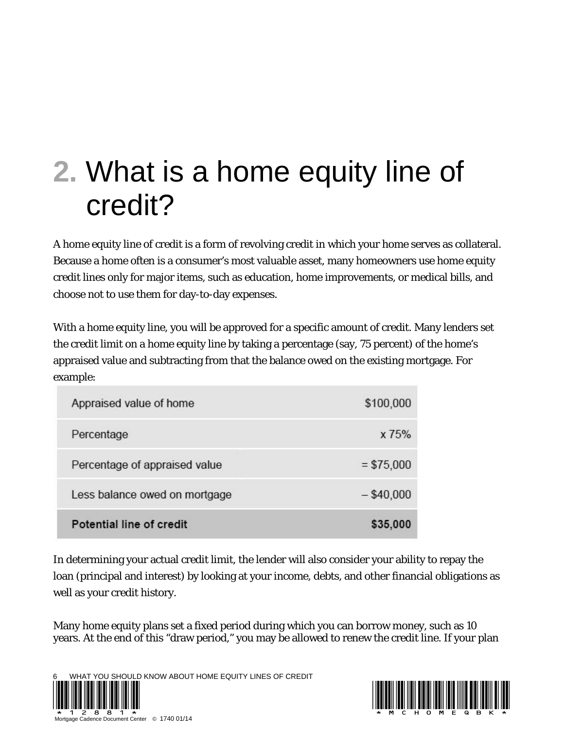# 2. What is a home equity line of credit?

A home equity line of credit is a form of revolving credit in which your home serves as collateral. Because a home often is a consumer's most valuable asset, many homeowners use home equity credit lines only for major items, such as education, home improvements, or medical bills, and choose not to use them for day-to-day expenses.

With a home equity line, you will be approved for a specific amount of credit. Many lenders set the credit limit on a home equity line by taking a percentage (say, 75 percent) of the home's appraised value and subtracting from that the balance owed on the existing mortgage. For example:

| | |
|---|---:|
| Appraised value of home | $100,000 |
| Percentage | x 75% |
| Percentage of appraised value | = $75,000 |
| Less balance owed on mortgage | – $40,000 |
| **Potential line of credit** | **$35,000** |

In determining your actual credit limit, the lender will also consider your ability to repay the loan (principal and interest) by looking at your income, debts, and other financial obligations as well as your credit history.

Many home equity plans set a fixed period during which you can borrow money, such as 10 years. At the end of this "draw period," you may be allowed to renew the credit line. If your plan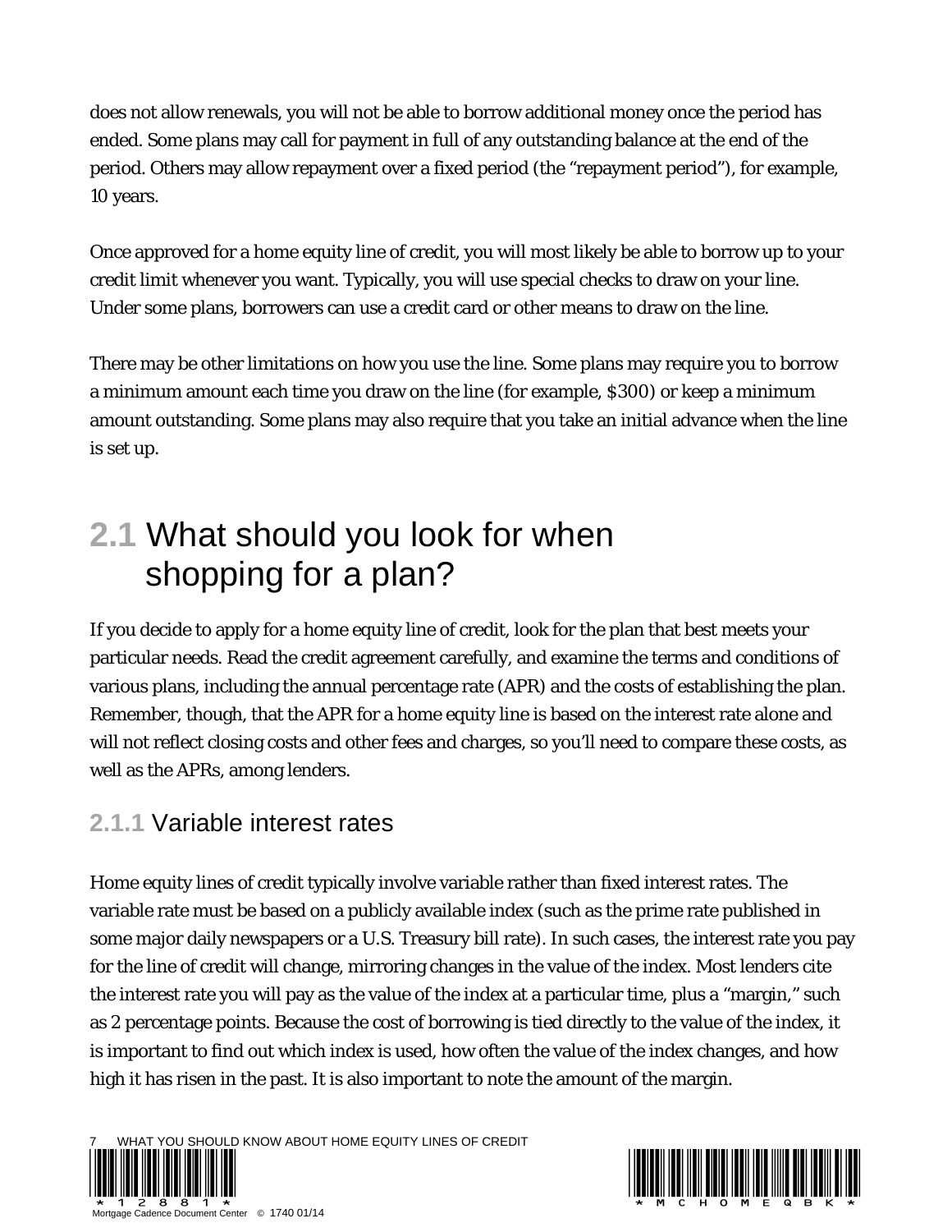does not allow renewals, you will not be able to borrow additional money once the period has ended. Some plans may call for payment in full of any outstanding balance at the end of the period. Others may allow repayment over a fixed period (the "repayment period"), for example, 10 years.

Once approved for a home equity line of credit, you will most likely be able to borrow up to your credit limit whenever you want. Typically, you will use special checks to draw on your line. Under some plans, borrowers can use a credit card or other means to draw on the line.

There may be other limitations on how you use the line. Some plans may require you to borrow a minimum amount each time you draw on the line (for example, $300) or keep a minimum amount outstanding. Some plans may also require that you take an initial advance when the line is set up.

## 2.1 What should you look for when shopping for a plan?

If you decide to apply for a home equity line of credit, look for the plan that best meets your particular needs. Read the credit agreement carefully, and examine the terms and conditions of various plans, including the annual percentage rate (APR) and the costs of establishing the plan. Remember, though, that the APR for a home equity line is based on the interest rate alone and will not reflect closing costs and other fees and charges, so you'll need to compare these costs, as well as the APRs, among lenders.

### 2.1.1 Variable interest rates

Home equity lines of credit typically involve variable rather than fixed interest rates. The variable rate must be based on a publicly available index (such as the prime rate published in some major daily newspapers or a U.S. Treasury bill rate). In such cases, the interest rate you pay for the line of credit will change, mirroring changes in the value of the index. Most lenders cite the interest rate you will pay as the value of the index at a particular time, plus a "margin," such as 2 percentage points. Because the cost of borrowing is tied directly to the value of the index, it is important to find out which index is used, how often the value of the index changes, and how high it has risen in the past. It is also important to note the amount of the margin.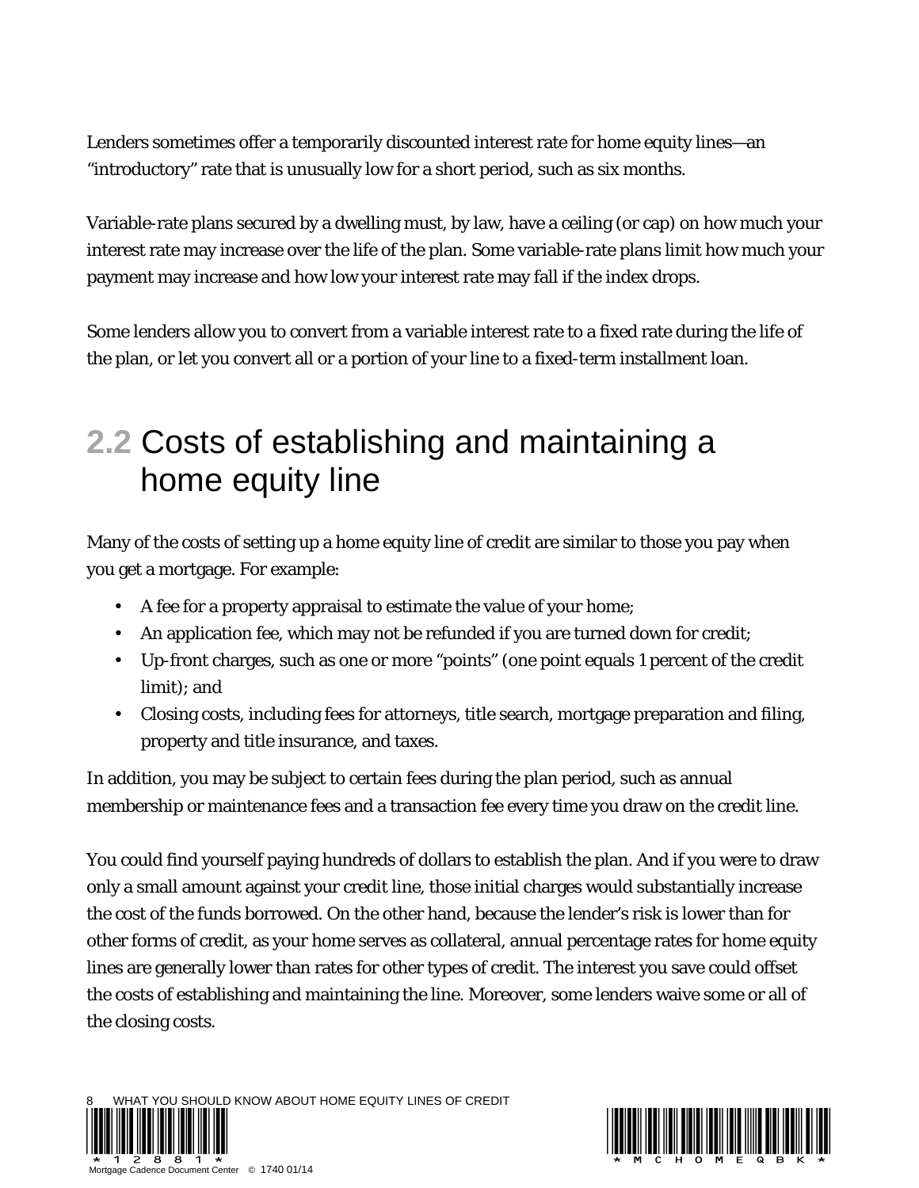Lenders sometimes offer a temporarily discounted interest rate for home equity lines—an "introductory" rate that is unusually low for a short period, such as six months.

Variable-rate plans secured by a dwelling must, by law, have a ceiling (or cap) on how much your interest rate may increase over the life of the plan. Some variable-rate plans limit how much your payment may increase and how low your interest rate may fall if the index drops.

Some lenders allow you to convert from a variable interest rate to a fixed rate during the life of the plan, or let you convert all or a portion of your line to a fixed-term installment loan.

## 2.2 Costs of establishing and maintaining a home equity line

Many of the costs of setting up a home equity line of credit are similar to those you pay when you get a mortgage. For example:

- A fee for a property appraisal to estimate the value of your home;
- An application fee, which may not be refunded if you are turned down for credit;
- Up-front charges, such as one or more "points" (one point equals 1 percent of the credit limit); and
- Closing costs, including fees for attorneys, title search, mortgage preparation and filing, property and title insurance, and taxes.

In addition, you may be subject to certain fees during the plan period, such as annual membership or maintenance fees and a transaction fee every time you draw on the credit line.

You could find yourself paying hundreds of dollars to establish the plan. And if you were to draw only a small amount against your credit line, those initial charges would substantially increase the cost of the funds borrowed. On the other hand, because the lender's risk is lower than for other forms of credit, as your home serves as collateral, annual percentage rates for home equity lines are generally lower than rates for other types of credit. The interest you save could offset the costs of establishing and maintaining the line. Moreover, some lenders waive some or all of the closing costs.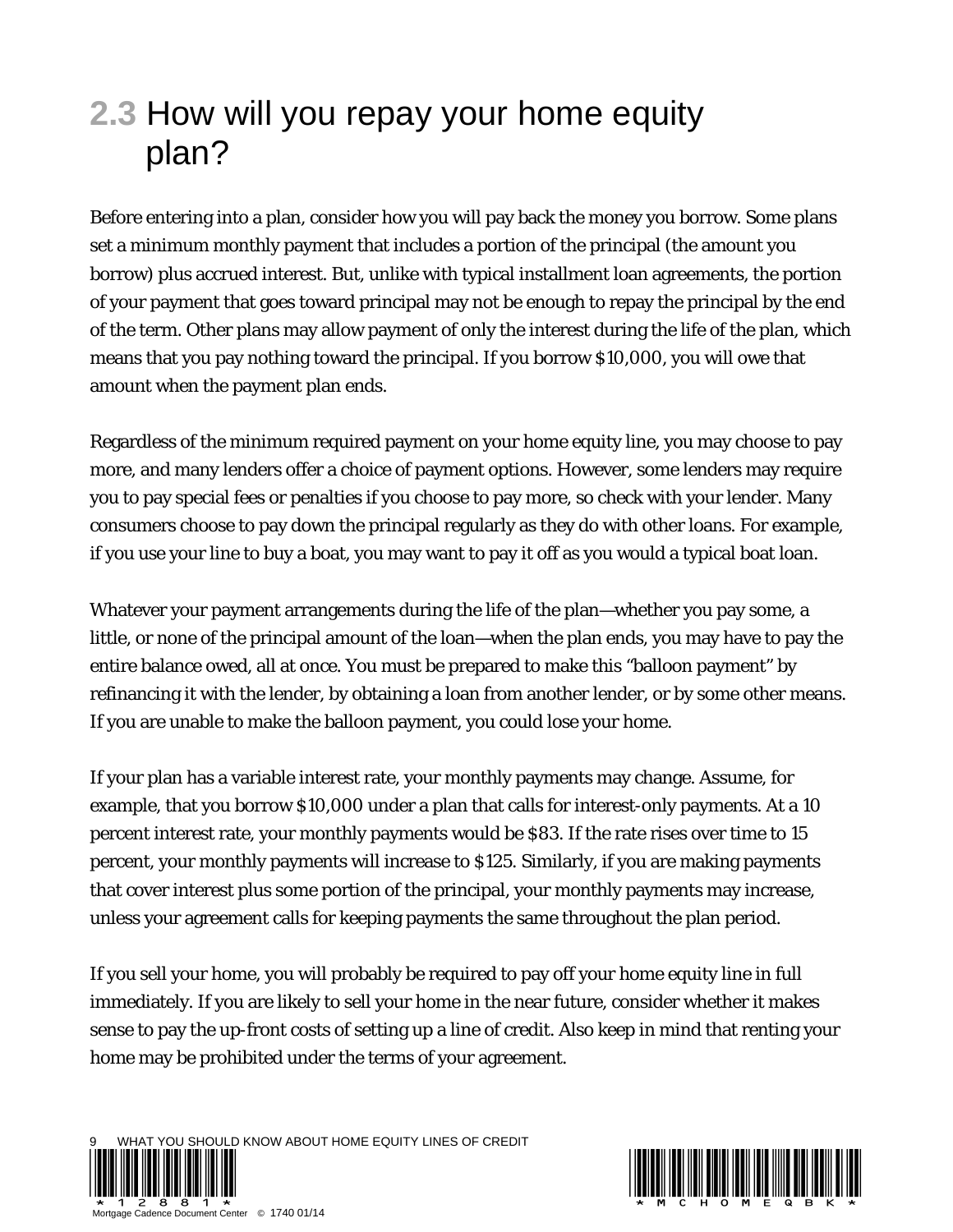## 2.3 How will you repay your home equity plan?

Before entering into a plan, consider how you will pay back the money you borrow. Some plans set a minimum monthly payment that includes a portion of the principal (the amount you borrow) plus accrued interest. But, unlike with typical installment loan agreements, the portion of your payment that goes toward principal may not be enough to repay the principal by the end of the term. Other plans may allow payment of only the interest during the life of the plan, which means that you pay nothing toward the principal. If you borrow $10,000, you will owe that amount when the payment plan ends.

Regardless of the minimum required payment on your home equity line, you may choose to pay more, and many lenders offer a choice of payment options. However, some lenders may require you to pay special fees or penalties if you choose to pay more, so check with your lender. Many consumers choose to pay down the principal regularly as they do with other loans. For example, if you use your line to buy a boat, you may want to pay it off as you would a typical boat loan.

Whatever your payment arrangements during the life of the plan—whether you pay some, a little, or none of the principal amount of the loan—when the plan ends, you may have to pay the entire balance owed, all at once. You must be prepared to make this “balloon payment” by refinancing it with the lender, by obtaining a loan from another lender, or by some other means. If you are unable to make the balloon payment, you could lose your home.

If your plan has a variable interest rate, your monthly payments may change. Assume, for example, that you borrow $10,000 under a plan that calls for interest-only payments. At a 10 percent interest rate, your monthly payments would be $83. If the rate rises over time to 15 percent, your monthly payments will increase to $125. Similarly, if you are making payments that cover interest plus some portion of the principal, your monthly payments may increase, unless your agreement calls for keeping payments the same throughout the plan period.

If you sell your home, you will probably be required to pay off your home equity line in full immediately. If you are likely to sell your home in the near future, consider whether it makes sense to pay the up-front costs of setting up a line of credit. Also keep in mind that renting your home may be prohibited under the terms of your agreement.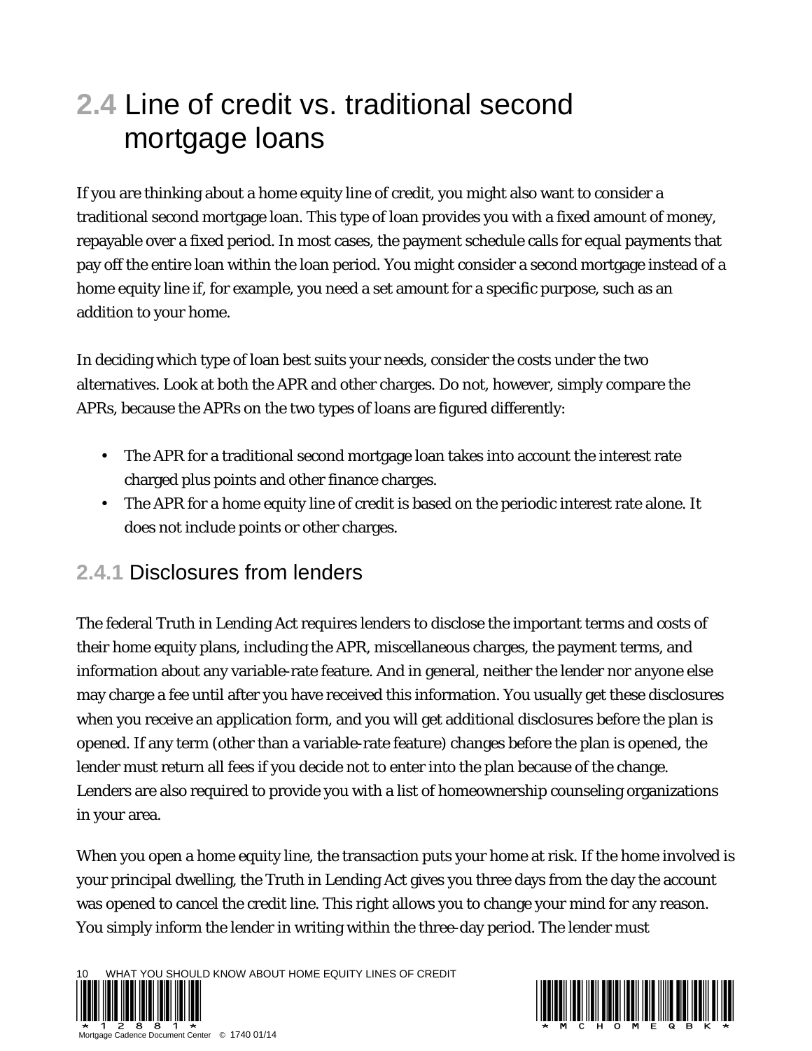## 2.4 Line of credit vs. traditional second mortgage loans

If you are thinking about a home equity line of credit, you might also want to consider a traditional second mortgage loan. This type of loan provides you with a fixed amount of money, repayable over a fixed period. In most cases, the payment schedule calls for equal payments that pay off the entire loan within the loan period. You might consider a second mortgage instead of a home equity line if, for example, you need a set amount for a specific purpose, such as an addition to your home.

In deciding which type of loan best suits your needs, consider the costs under the two alternatives. Look at both the APR and other charges. Do not, however, simply compare the APRs, because the APRs on the two types of loans are figured differently:

- The APR for a traditional second mortgage loan takes into account the interest rate charged plus points and other finance charges.
- The APR for a home equity line of credit is based on the periodic interest rate alone. It does not include points or other charges.

### 2.4.1 Disclosures from lenders

The federal Truth in Lending Act requires lenders to disclose the important terms and costs of their home equity plans, including the APR, miscellaneous charges, the payment terms, and information about any variable-rate feature. And in general, neither the lender nor anyone else may charge a fee until after you have received this information. You usually get these disclosures when you receive an application form, and you will get additional disclosures before the plan is opened. If any term (other than a variable-rate feature) changes before the plan is opened, the lender must return all fees if you decide not to enter into the plan because of the change. Lenders are also required to provide you with a list of homeownership counseling organizations in your area.

When you open a home equity line, the transaction puts your home at risk. If the home involved is your principal dwelling, the Truth in Lending Act gives you three days from the day the account was opened to cancel the credit line. This right allows you to change your mind for any reason. You simply inform the lender in writing within the three-day period. The lender must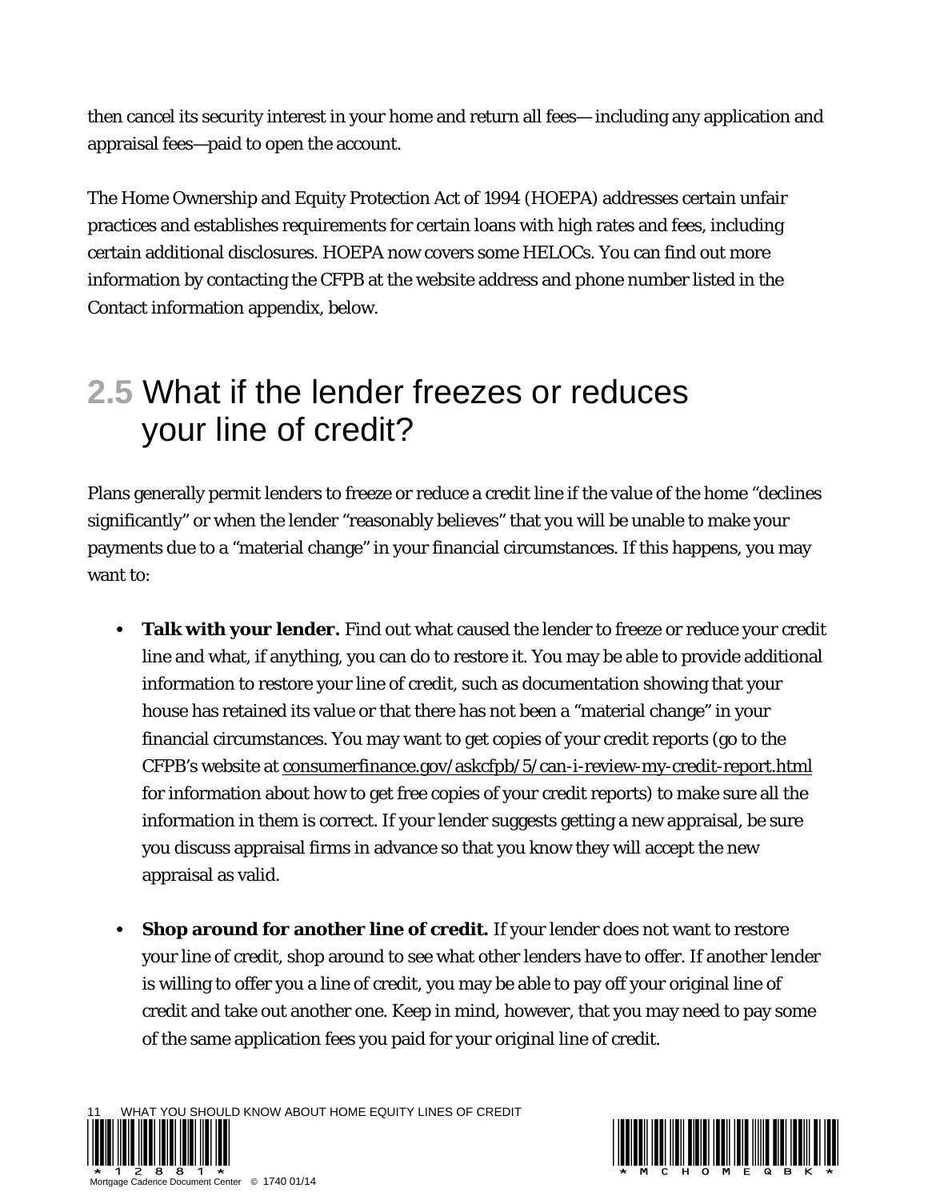then cancel its security interest in your home and return all fees— including any application and appraisal fees—paid to open the account.

The Home Ownership and Equity Protection Act of 1994 (HOEPA) addresses certain unfair practices and establishes requirements for certain loans with high rates and fees, including certain additional disclosures. HOEPA now covers some HELOCs. You can find out more information by contacting the CFPB at the website address and phone number listed in the Contact information appendix, below.

## 2.5 What if the lender freezes or reduces your line of credit?

Plans generally permit lenders to freeze or reduce a credit line if the value of the home “declines significantly” or when the lender “reasonably believes” that you will be unable to make your payments due to a “material change” in your financial circumstances. If this happens, you may want to:

- **Talk with your lender.** Find out what caused the lender to freeze or reduce your credit line and what, if anything, you can do to restore it. You may be able to provide additional information to restore your line of credit, such as documentation showing that your house has retained its value or that there has not been a “material change” in your financial circumstances. You may want to get copies of your credit reports (go to the CFPB’s website at consumerfinance.gov/askcfpb/5/can-i-review-my-credit-report.html for information about how to get free copies of your credit reports) to make sure all the information in them is correct. If your lender suggests getting a new appraisal, be sure you discuss appraisal firms in advance so that you know they will accept the new appraisal as valid.

- **Shop around for another line of credit.** If your lender does not want to restore your line of credit, shop around to see what other lenders have to offer. If another lender is willing to offer you a line of credit, you may be able to pay off your original line of credit and take out another one. Keep in mind, however, that you may need to pay some of the same application fees you paid for your original line of credit.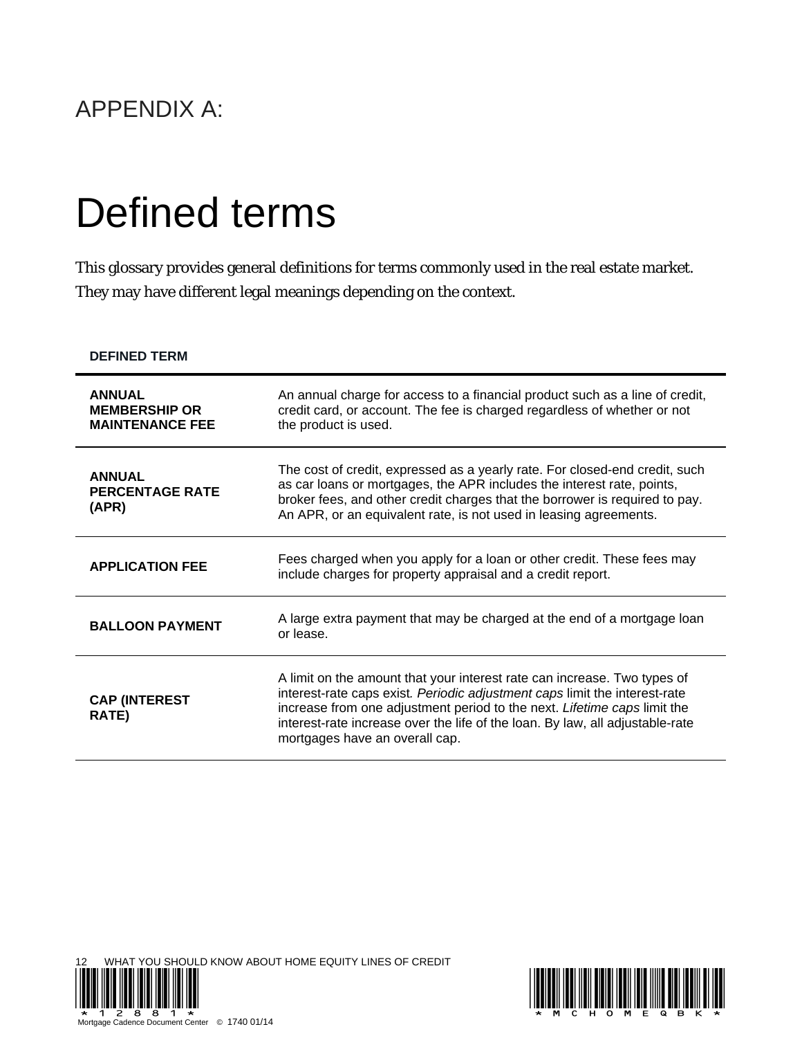# APPENDIX A:

# Defined terms

This glossary provides general definitions for terms commonly used in the real estate market. They may have different legal meanings depending on the context.

| DEFINED TERM | |
|---|---|
| **ANNUAL MEMBERSHIP OR MAINTENANCE FEE** | An annual charge for access to a financial product such as a line of credit, credit card, or account. The fee is charged regardless of whether or not the product is used. |
| **ANNUAL PERCENTAGE RATE (APR)** | The cost of credit, expressed as a yearly rate. For closed-end credit, such as car loans or mortgages, the APR includes the interest rate, points, broker fees, and other credit charges that the borrower is required to pay. An APR, or an equivalent rate, is not used in leasing agreements. |
| **APPLICATION FEE** | Fees charged when you apply for a loan or other credit. These fees may include charges for property appraisal and a credit report. |
| **BALLOON PAYMENT** | A large extra payment that may be charged at the end of a mortgage loan or lease. |
| **CAP (INTEREST RATE)** | A limit on the amount that your interest rate can increase. Two types of interest-rate caps exist. *Periodic adjustment caps* limit the interest-rate increase from one adjustment period to the next. *Lifetime caps* limit the interest-rate increase over the life of the loan. By law, all adjustable-rate mortgages have an overall cap. |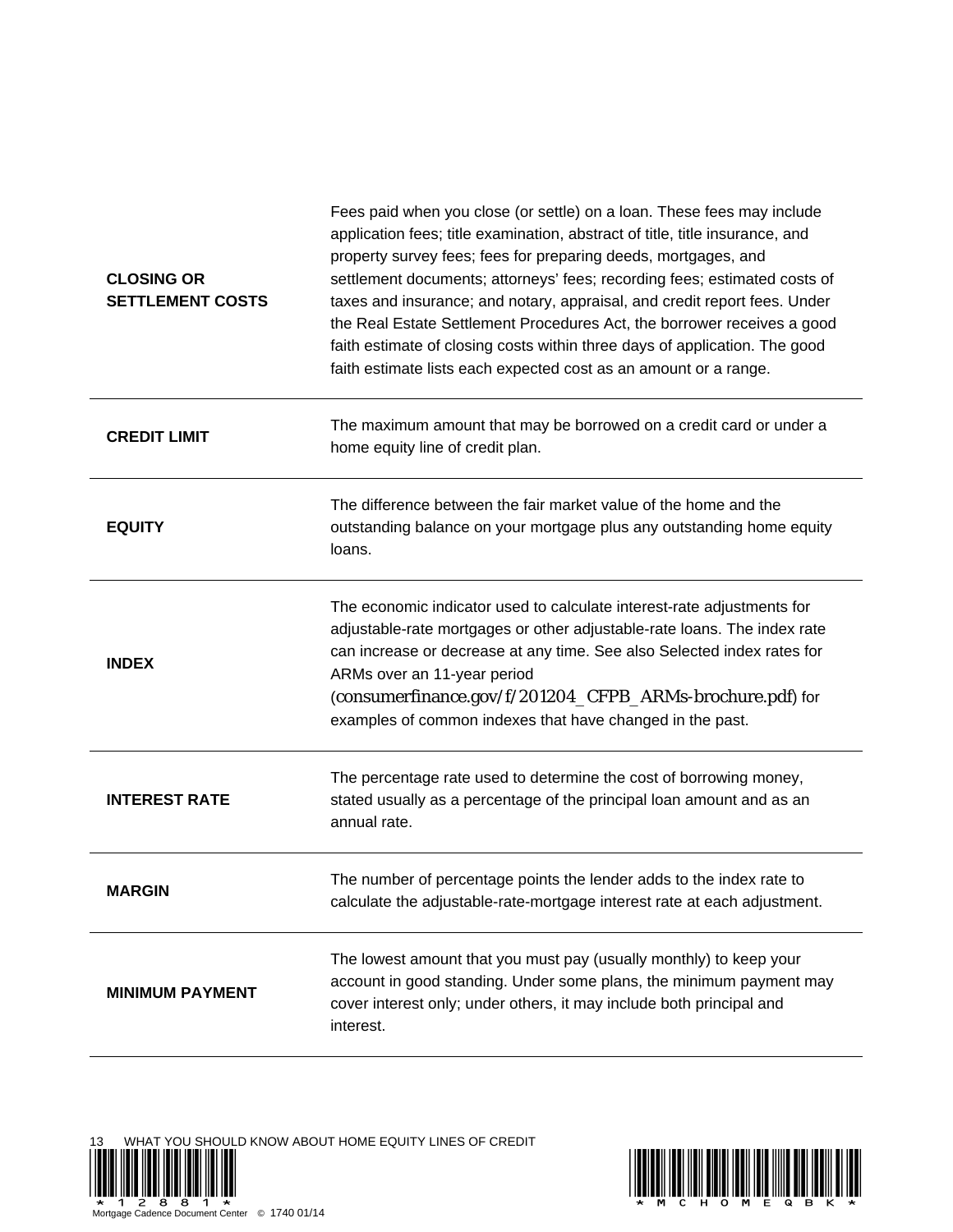| | |
|---|---|
| **CLOSING OR SETTLEMENT COSTS** | Fees paid when you close (or settle) on a loan. These fees may include application fees; title examination, abstract of title, title insurance, and property survey fees; fees for preparing deeds, mortgages, and settlement documents; attorneys' fees; recording fees; estimated costs of taxes and insurance; and notary, appraisal, and credit report fees. Under the Real Estate Settlement Procedures Act, the borrower receives a good faith estimate of closing costs within three days of application. The good faith estimate lists each expected cost as an amount or a range. |
| **CREDIT LIMIT** | The maximum amount that may be borrowed on a credit card or under a home equity line of credit plan. |
| **EQUITY** | The difference between the fair market value of the home and the outstanding balance on your mortgage plus any outstanding home equity loans. |
| **INDEX** | The economic indicator used to calculate interest-rate adjustments for adjustable-rate mortgages or other adjustable-rate loans. The index rate can increase or decrease at any time. See also Selected index rates for ARMs over an 11-year period (consumerfinance.gov/f/201204_CFPB_ARMs-brochure.pdf) for examples of common indexes that have changed in the past. |
| **INTEREST RATE** | The percentage rate used to determine the cost of borrowing money, stated usually as a percentage of the principal loan amount and as an annual rate. |
| **MARGIN** | The number of percentage points the lender adds to the index rate to calculate the adjustable-rate-mortgage interest rate at each adjustment. |
| **MINIMUM PAYMENT** | The lowest amount that you must pay (usually monthly) to keep your account in good standing. Under some plans, the minimum payment may cover interest only; under others, it may include both principal and interest. |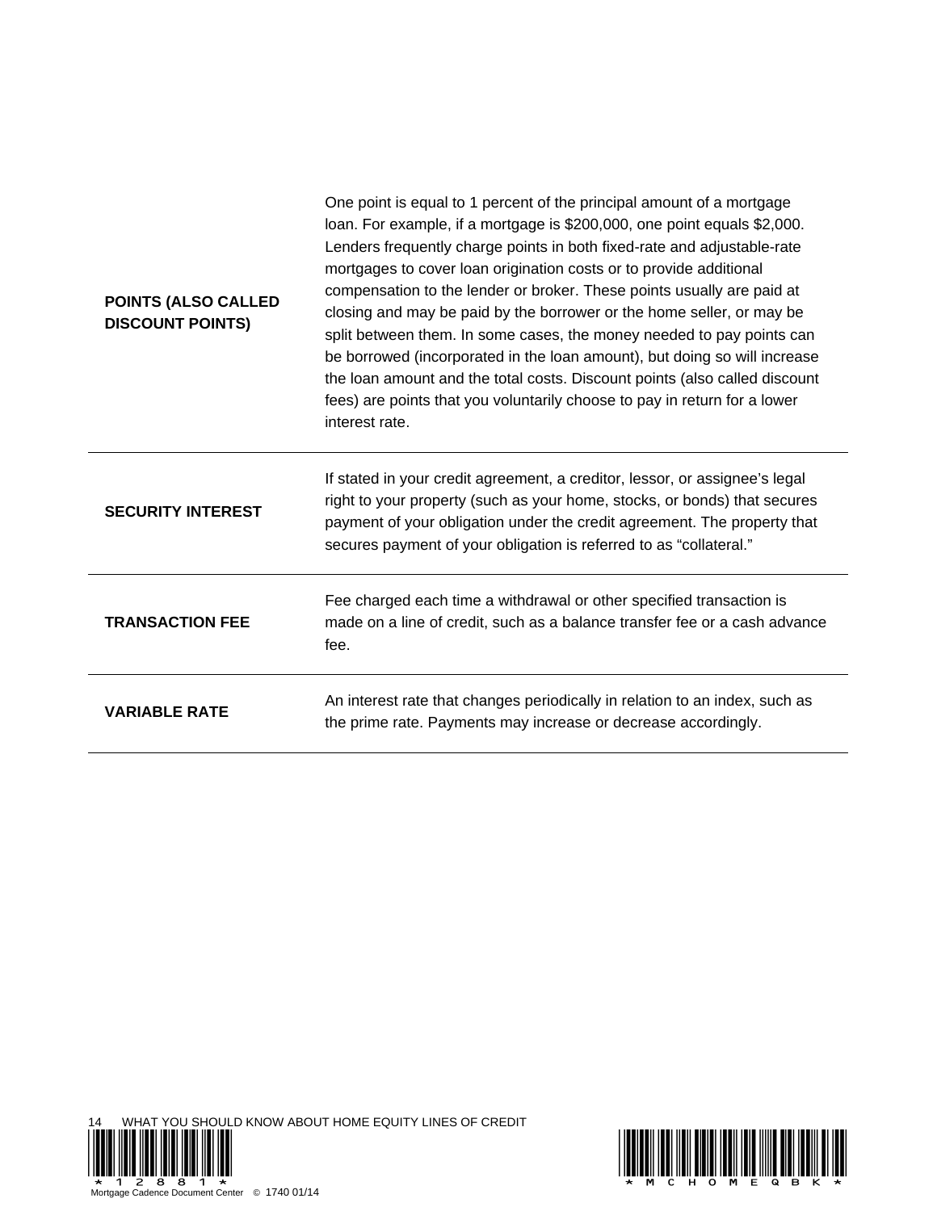| | |
|---|---|
| **POINTS (ALSO CALLED DISCOUNT POINTS)** | One point is equal to 1 percent of the principal amount of a mortgage loan. For example, if a mortgage is $200,000, one point equals $2,000. Lenders frequently charge points in both fixed-rate and adjustable-rate mortgages to cover loan origination costs or to provide additional compensation to the lender or broker. These points usually are paid at closing and may be paid by the borrower or the home seller, or may be split between them. In some cases, the money needed to pay points can be borrowed (incorporated in the loan amount), but doing so will increase the loan amount and the total costs. Discount points (also called discount fees) are points that you voluntarily choose to pay in return for a lower interest rate. |
| **SECURITY INTEREST** | If stated in your credit agreement, a creditor, lessor, or assignee's legal right to your property (such as your home, stocks, or bonds) that secures payment of your obligation under the credit agreement. The property that secures payment of your obligation is referred to as "collateral." |
| **TRANSACTION FEE** | Fee charged each time a withdrawal or other specified transaction is made on a line of credit, such as a balance transfer fee or a cash advance fee. |
| **VARIABLE RATE** | An interest rate that changes periodically in relation to an index, such as the prime rate. Payments may increase or decrease accordingly. |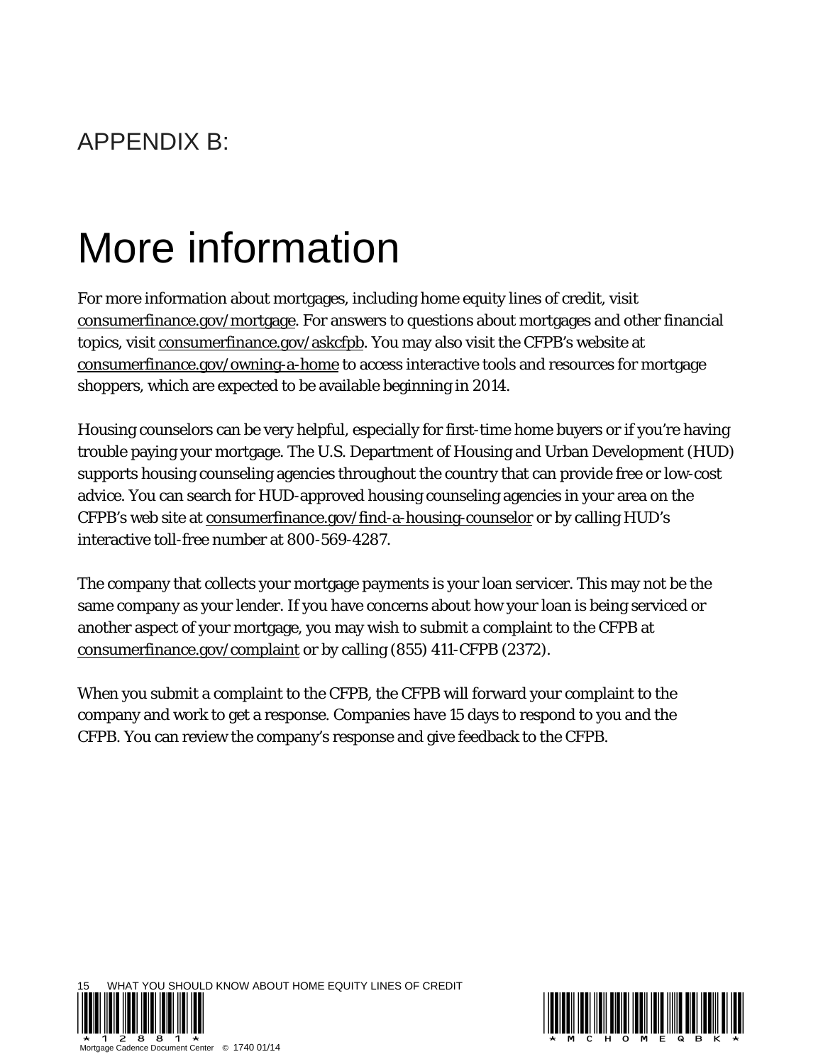APPENDIX B:

# More information

For more information about mortgages, including home equity lines of credit, visit consumerfinance.gov/mortgage. For answers to questions about mortgages and other financial topics, visit consumerfinance.gov/askcfpb. You may also visit the CFPB's website at consumerfinance.gov/owning-a-home to access interactive tools and resources for mortgage shoppers, which are expected to be available beginning in 2014.

Housing counselors can be very helpful, especially for first-time home buyers or if you're having trouble paying your mortgage. The U.S. Department of Housing and Urban Development (HUD) supports housing counseling agencies throughout the country that can provide free or low-cost advice. You can search for HUD-approved housing counseling agencies in your area on the CFPB's web site at consumerfinance.gov/find-a-housing-counselor or by calling HUD's interactive toll-free number at 800-569-4287.

The company that collects your mortgage payments is your loan servicer. This may not be the same company as your lender. If you have concerns about how your loan is being serviced or another aspect of your mortgage, you may wish to submit a complaint to the CFPB at consumerfinance.gov/complaint or by calling (855) 411-CFPB (2372).

When you submit a complaint to the CFPB, the CFPB will forward your complaint to the company and work to get a response. Companies have 15 days to respond to you and the CFPB. You can review the company's response and give feedback to the CFPB.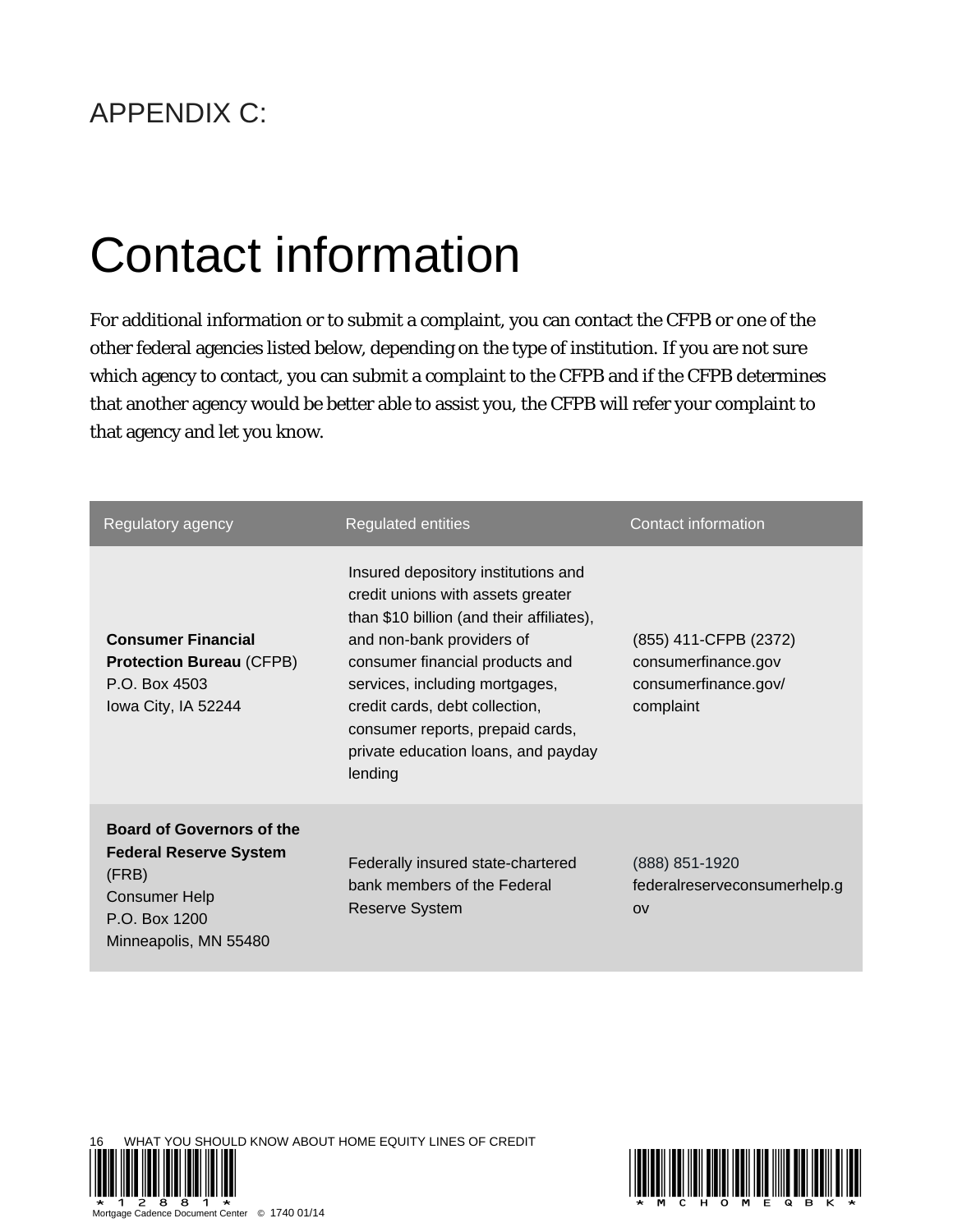APPENDIX C:

# Contact information

For additional information or to submit a complaint, you can contact the CFPB or one of the other federal agencies listed below, depending on the type of institution. If you are not sure which agency to contact, you can submit a complaint to the CFPB and if the CFPB determines that another agency would be better able to assist you, the CFPB will refer your complaint to that agency and let you know.

| Regulatory agency | Regulated entities | Contact information |
| --- | --- | --- |
| **Consumer Financial Protection Bureau** (CFPB)<br>P.O. Box 4503<br>Iowa City, IA 52244 | Insured depository institutions and credit unions with assets greater than $10 billion (and their affiliates), and non-bank providers of consumer financial products and services, including mortgages, credit cards, debt collection, consumer reports, prepaid cards, private education loans, and payday lending | (855) 411-CFPB (2372)<br>consumerfinance.gov<br>consumerfinance.gov/complaint |
| **Board of Governors of the Federal Reserve System** (FRB)<br>Consumer Help<br>P.O. Box 1200<br>Minneapolis, MN 55480 | Federally insured state-chartered bank members of the Federal Reserve System | (888) 851-1920<br>federalreserveconsumerhelp.gov |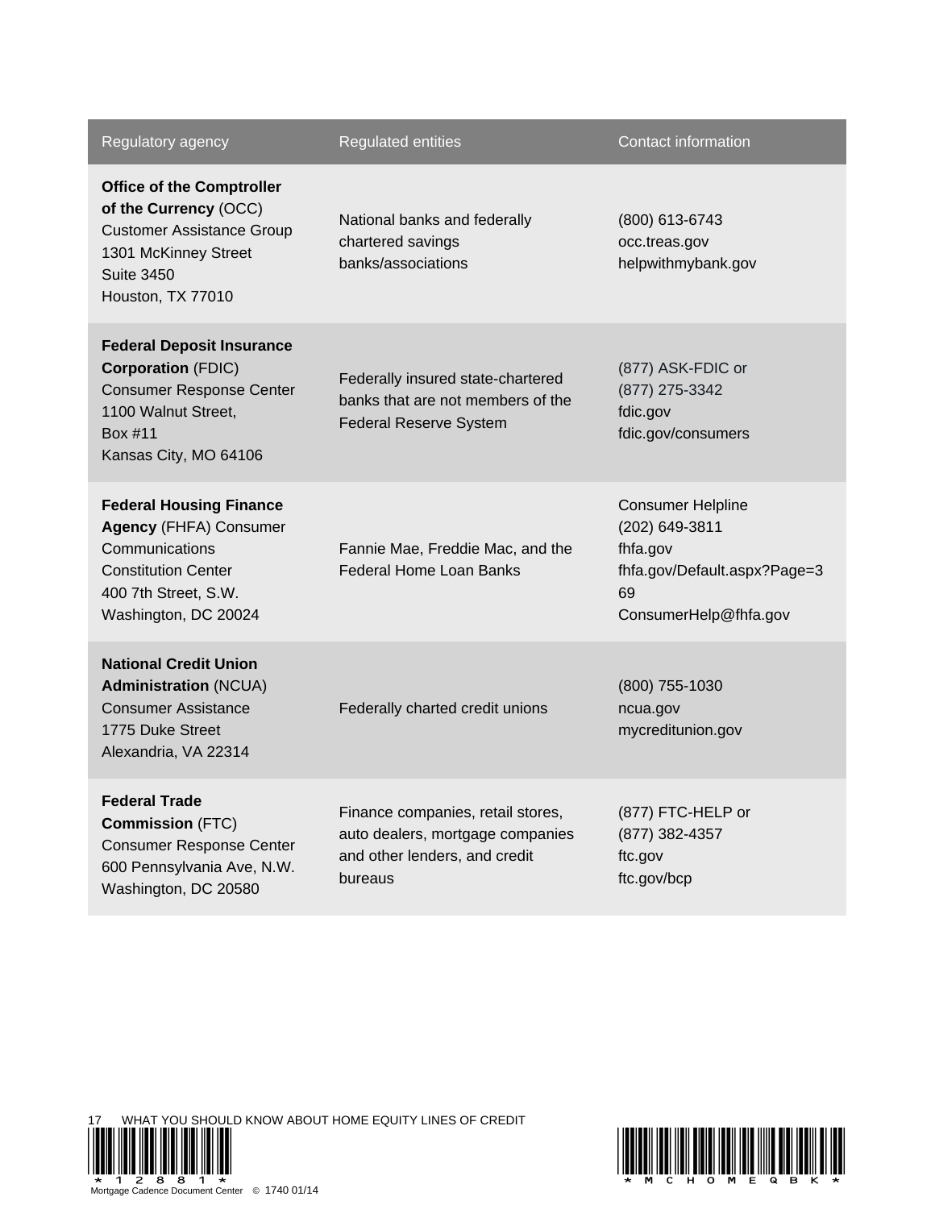| Regulatory agency | Regulated entities | Contact information |
|---|---|---|
| **Office of the Comptroller of the Currency** (OCC) Customer Assistance Group 1301 McKinney Street Suite 3450 Houston, TX 77010 | National banks and federally chartered savings banks/associations | (800) 613-6743 occ.treas.gov helpwithmybank.gov |
| **Federal Deposit Insurance Corporation** (FDIC) Consumer Response Center 1100 Walnut Street, Box #11 Kansas City, MO 64106 | Federally insured state-chartered banks that are not members of the Federal Reserve System | (877) ASK-FDIC or (877) 275-3342 fdic.gov fdic.gov/consumers |
| **Federal Housing Finance Agency** (FHFA) Consumer Communications Constitution Center 400 7th Street, S.W. Washington, DC 20024 | Fannie Mae, Freddie Mac, and the Federal Home Loan Banks | Consumer Helpline (202) 649-3811 fhfa.gov fhfa.gov/Default.aspx?Page=369 ConsumerHelp@fhfa.gov |
| **National Credit Union Administration** (NCUA) Consumer Assistance 1775 Duke Street Alexandria, VA 22314 | Federally charted credit unions | (800) 755-1030 ncua.gov mycreditunion.gov |
| **Federal Trade Commission** (FTC) Consumer Response Center 600 Pennsylvania Ave, N.W. Washington, DC 20580 | Finance companies, retail stores, auto dealers, mortgage companies and other lenders, and credit bureaus | (877) FTC-HELP or (877) 382-4357 ftc.gov ftc.gov/bcp |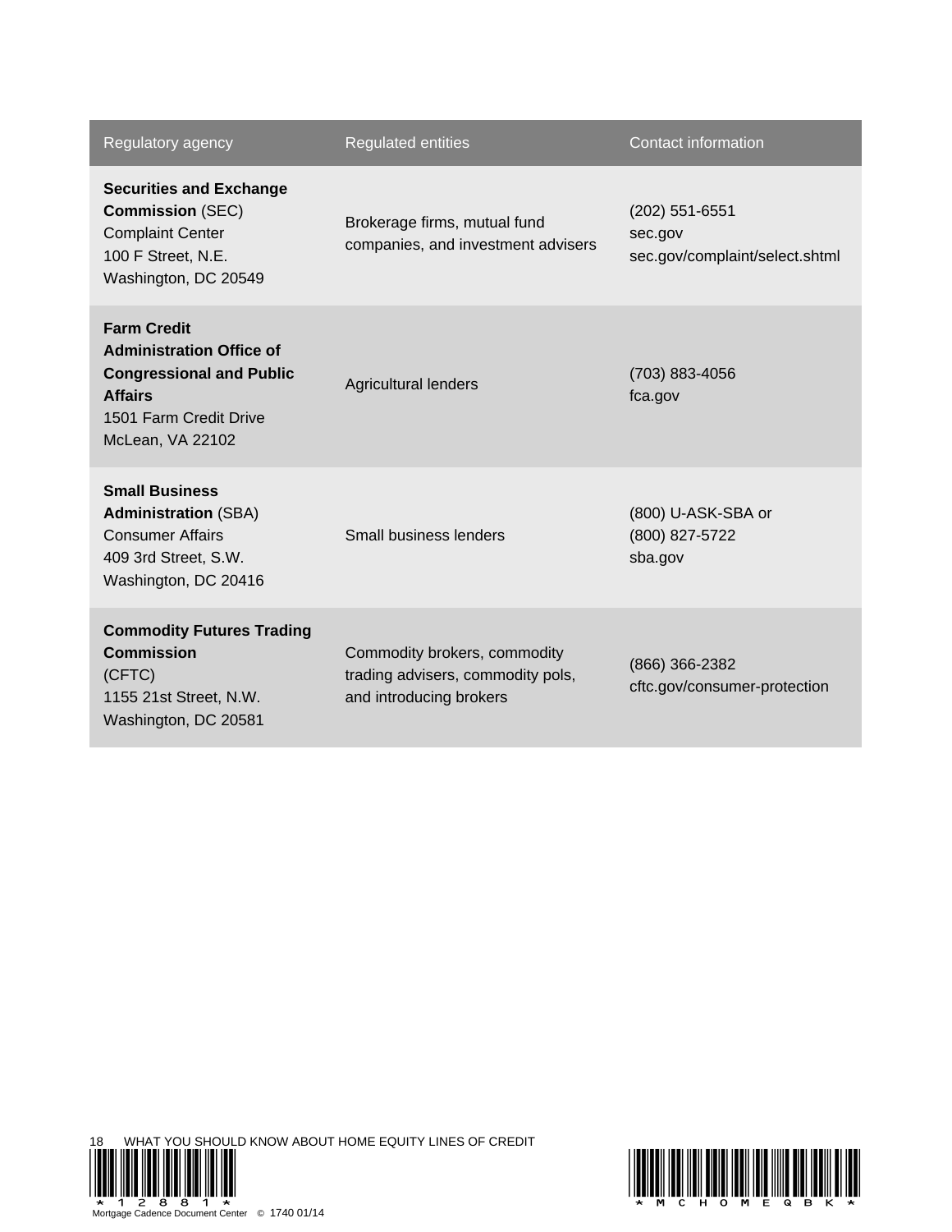| Regulatory agency | Regulated entities | Contact information |
|---|---|---|
| **Securities and Exchange Commission** (SEC) Complaint Center 100 F Street, N.E. Washington, DC 20549 | Brokerage firms, mutual fund companies, and investment advisers | (202) 551-6551 sec.gov sec.gov/complaint/select.shtml |
| **Farm Credit Administration Office of Congressional and Public Affairs** 1501 Farm Credit Drive McLean, VA 22102 | Agricultural lenders | (703) 883-4056 fca.gov |
| **Small Business Administration** (SBA) Consumer Affairs 409 3rd Street, S.W. Washington, DC 20416 | Small business lenders | (800) U-ASK-SBA or (800) 827-5722 sba.gov |
| **Commodity Futures Trading Commission** (CFTC) 1155 21st Street, N.W. Washington, DC 20581 | Commodity brokers, commodity trading advisers, commodity pols, and introducing brokers | (866) 366-2382 cftc.gov/consumer-protection |